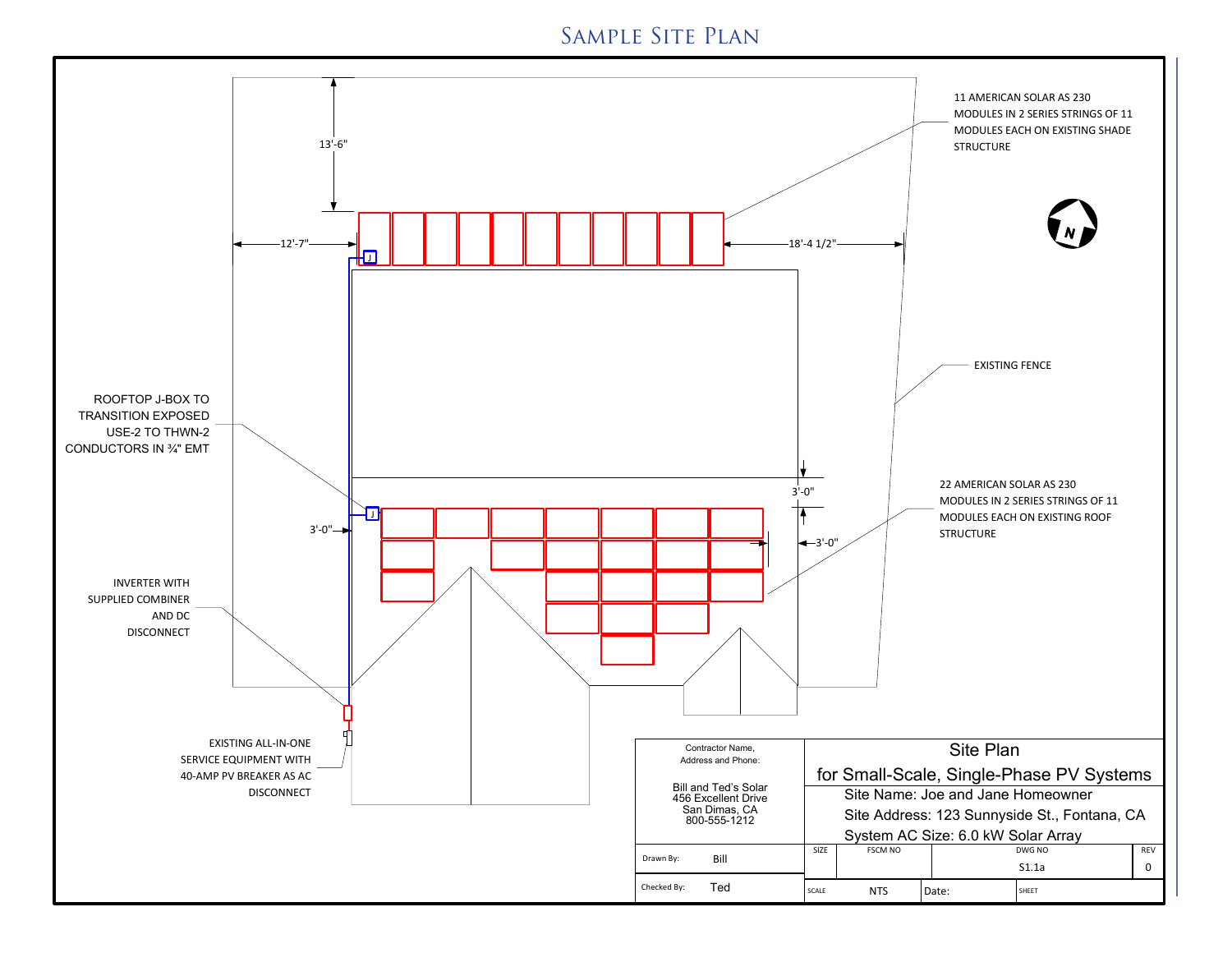# Sample Site Plan

13'-6"

12'-7"

18'-4 1/2"

11 AMERICAN SOLAR AS 230 MODULES IN 2 SERIES STRINGS OF 11 MODULES EACH ON EXISTING SHADE STRUCTURE

J

EXISTING FENCE

ROOFTOP J-BOX TO TRANSITION EXPOSED USE-2 TO THWN-2 CONDUCTORS IN ¾" EMT

3'-0"

J

3'-0"

3'-0"

22 AMERICAN SOLAR AS 230 MODULES IN 2 SERIES STRINGS OF 11 MODULES EACH ON EXISTING ROOF STRUCTURE

INVERTER WITH SUPPLIED COMBINER AND DC DISCONNECT

EXISTING ALL-IN-ONE SERVICE EQUIPMENT WITH 40-AMP PV BREAKER AS AC DISCONNECT

N

| Contractor Name, Address and Phone: | Site Plan for Small-Scale, Single-Phase PV Systems | | | |
|---|---|---|---|---|
| Bill and Ted's Solar<br>456 Excellent Drive<br>San Dimas, CA<br>800-555-1212 | Site Name: Joe and Jane Homeowner<br>Site Address: 123 Sunnyside St., Fontana, CA<br>System AC Size: 6.0 kW Solar Array | | | |
| Drawn By: Bill | SIZE | FSCM NO | DWG NO S1.1a | REV 0 |
| Checked By: Ted | SCALE NTS | Date: | SHEET | |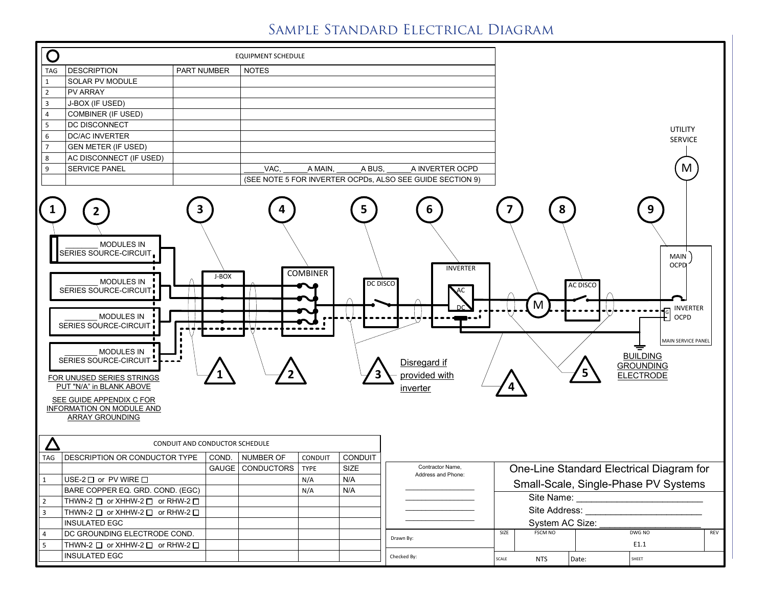# Sample Standard Electrical Diagram

| TAG | DESCRIPTION | PART NUMBER | NOTES |
|---|---|---|---|
| | **EQUIPMENT SCHEDULE** | | |
| 1 | SOLAR PV MODULE | | |
| 2 | PV ARRAY | | |
| 3 | J-BOX (IF USED) | | |
| 4 | COMBINER (IF USED) | | |
| 5 | DC DISCONNECT | | |
| 6 | DC/AC INVERTER | | |
| 7 | GEN METER (IF USED) | | |
| 8 | AC DISCONNECT (IF USED) | | |
| 9 | SERVICE PANEL | | _____VAC, ______A MAIN, ______A BUS, ______A INVERTER OCPD |
| | | | (SEE NOTE 5 FOR INVERTER OCPDs, ALSO SEE GUIDE SECTION 9) |

UTILITY SERVICE

M

1 2 3 4 5 6 7 8 9

_______ MODULES IN SERIES SOURCE-CIRCUIT

_______ MODULES IN SERIES SOURCE-CIRCUIT

_______ MODULES IN SERIES SOURCE-CIRCUIT

_______ MODULES IN SERIES SOURCE-CIRCUIT

J-BOX

COMBINER

DC DISCO

INVERTER

AC

DC

M

AC DISCO

MAIN OCPD

INVERTER OCPD

MAIN SERVICE PANEL

BUILDING GROUNDING ELECTRODE

FOR UNUSED SERIES STRINGS PUT "N/A" in BLANK ABOVE

SEE GUIDE APPENDIX C FOR INFORMATION ON MODULE AND ARRAY GROUNDING

1 2 3 Disregard if provided with inverter 4 5

| TAG | DESCRIPTION OR CONDUCTOR TYPE | COND. GAUGE | NUMBER OF CONDUCTORS | CONDUIT TYPE | CONDUIT SIZE |
|---|---|---|---|---|---|
| | **CONDUIT AND CONDUCTOR SCHEDULE** | | | | |
| 1 | USE-2 ☐ or PV WIRE ☐ | | | N/A | N/A |
| | BARE COPPER EQ. GRD. COND. (EGC) | | | N/A | N/A |
| 2 | THWN-2 ☐ or XHHW-2 ☐ or RHW-2 ☐ | | | | |
| 3 | THWN-2 ☐ or XHHW-2 ☐ or RHW-2 ☐ | | | | |
| | INSULATED EGC | | | | |
| 4 | DC GROUNDING ELECTRODE COND. | | | | |
| 5 | THWN-2 ☐ or XHHW-2 ☐ or RHW-2 ☐ | | | | |
| | INSULATED EGC | | | | |

Contractor Name, Address and Phone:

________________
________________
________________
________________

Drawn By:

Checked By:

One-Line Standard Electrical Diagram for Small-Scale, Single-Phase PV Systems

Site Name: ________________________

Site Address: ______________________

System AC Size: ___________________

| SIZE | FSCM NO | DWG NO | REV |
|---|---|---|---|
| | | E1.1 | |
| SCALE | NTS | Date: | SHEET |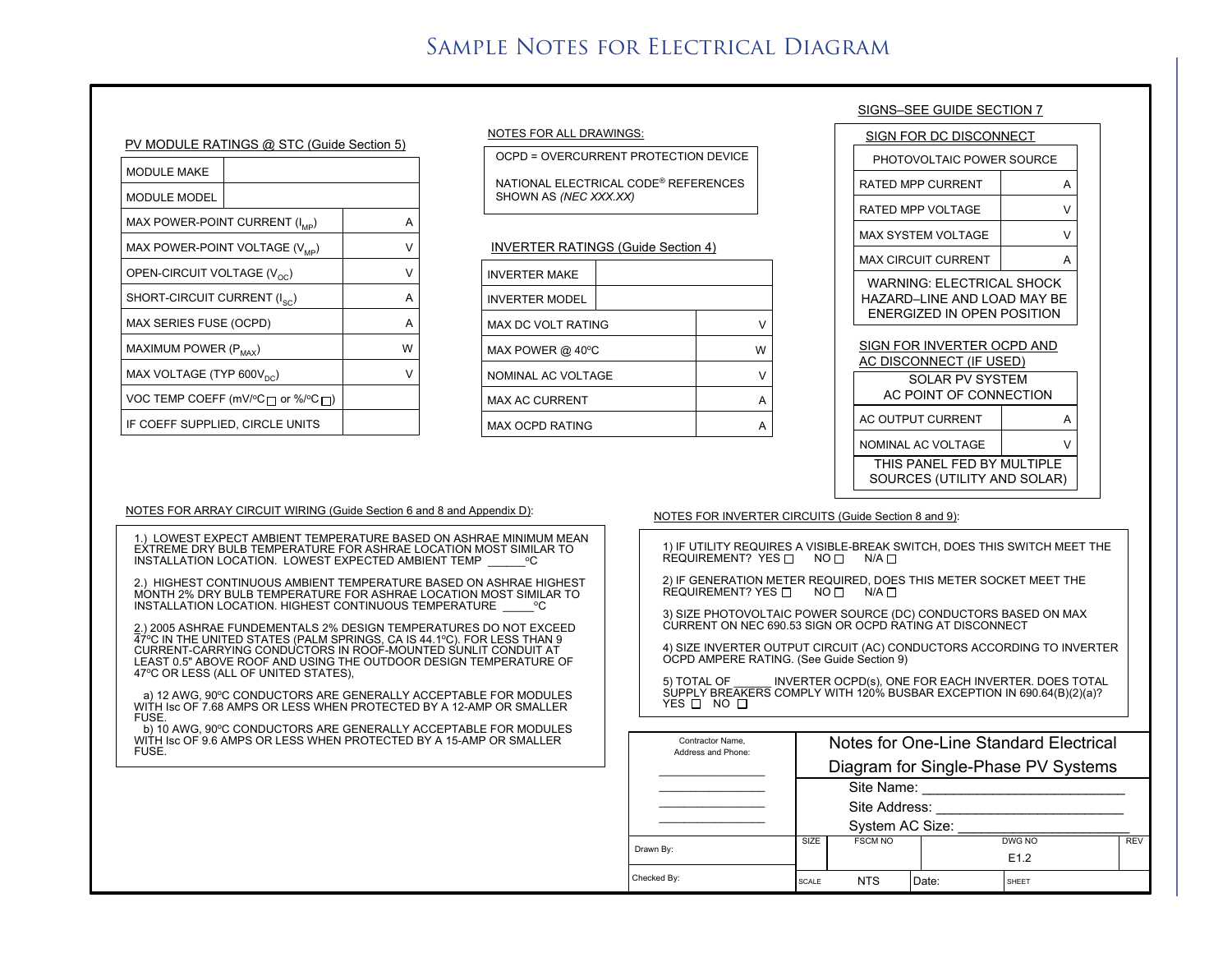# Sample Notes for Electrical Diagram

PV MODULE RATINGS @ STC (Guide Section 5)

| | | |
|---|---|---|
| MODULE MAKE | | |
| MODULE MODEL | | |
| MAX POWER-POINT CURRENT ($I_{MP}$) | | A |
| MAX POWER-POINT VOLTAGE ($V_{MP}$) | | V |
| OPEN-CIRCUIT VOLTAGE ($V_{OC}$) | | V |
| SHORT-CIRCUIT CURRENT ($I_{SC}$) | | A |
| MAX SERIES FUSE (OCPD) | | A |
| MAXIMUM POWER ($P_{MAX}$) | | W |
| MAX VOLTAGE (TYP 600$V_{DC}$) | | V |
| VOC TEMP COEFF (mV/ºC ☐ or %/ºC ☐) | | |
| IF COEFF SUPPLIED, CIRCLE UNITS | | |

NOTES FOR ALL DRAWINGS:

OCPD = OVERCURRENT PROTECTION DEVICE

NATIONAL ELECTRICAL CODE® REFERENCES SHOWN AS *(NEC XXX.XX)*

INVERTER RATINGS (Guide Section 4)

| | | |
|---|---|---|
| INVERTER MAKE | | |
| INVERTER MODEL | | |
| MAX DC VOLT RATING | | V |
| MAX POWER @ 40ºC | | W |
| NOMINAL AC VOLTAGE | | V |
| MAX AC CURRENT | | A |
| MAX OCPD RATING | | A |

SIGNS–SEE GUIDE SECTION 7

SIGN FOR DC DISCONNECT

| | |
|---|---|
| PHOTOVOLTAIC POWER SOURCE | |
| RATED MPP CURRENT | A |
| RATED MPP VOLTAGE | V |
| MAX SYSTEM VOLTAGE | V |
| MAX CIRCUIT CURRENT | A |
| WARNING: ELECTRICAL SHOCK HAZARD–LINE AND LOAD MAY BE ENERGIZED IN OPEN POSITION | |

SIGN FOR INVERTER OCPD AND AC DISCONNECT (IF USED)

| | |
|---|---|
| SOLAR PV SYSTEM AC POINT OF CONNECTION | |
| AC OUTPUT CURRENT | A |
| NOMINAL AC VOLTAGE | V |
| THIS PANEL FED BY MULTIPLE SOURCES (UTILITY AND SOLAR) | |

NOTES FOR ARRAY CIRCUIT WIRING (Guide Section 6 and 8 and Appendix D):

1.) LOWEST EXPECT AMBIENT TEMPERATURE BASED ON ASHRAE MINIMUM MEAN EXTREME DRY BULB TEMPERATURE FOR ASHRAE LOCATION MOST SIMILAR TO INSTALLATION LOCATION. LOWEST EXPECTED AMBIENT TEMP ______ºC

2.) HIGHEST CONTINUOUS AMBIENT TEMPERATURE BASED ON ASHRAE HIGHEST MONTH 2% DRY BULB TEMPERATURE FOR ASHRAE LOCATION MOST SIMILAR TO INSTALLATION LOCATION. HIGHEST CONTINUOUS TEMPERATURE _____ºC

2.) 2005 ASHRAE FUNDEMENTALS 2% DESIGN TEMPERATURES DO NOT EXCEED 47ºC IN THE UNITED STATES (PALM SPRINGS, CA IS 44.1ºC). FOR LESS THAN 9 CURRENT-CARRYING CONDUCTORS IN ROOF-MOUNTED SUNLIT CONDUIT AT LEAST 0.5" ABOVE ROOF AND USING THE OUTDOOR DESIGN TEMPERATURE OF 47ºC OR LESS (ALL OF UNITED STATES),

a) 12 AWG, 90ºC CONDUCTORS ARE GENERALLY ACCEPTABLE FOR MODULES WITH Isc OF 7.68 AMPS OR LESS WHEN PROTECTED BY A 12-AMP OR SMALLER FUSE.

b) 10 AWG, 90ºC CONDUCTORS ARE GENERALLY ACCEPTABLE FOR MODULES WITH Isc OF 9.6 AMPS OR LESS WHEN PROTECTED BY A 15-AMP OR SMALLER FUSE.

NOTES FOR INVERTER CIRCUITS (Guide Section 8 and 9):

1) IF UTILITY REQUIRES A VISIBLE-BREAK SWITCH, DOES THIS SWITCH MEET THE REQUIREMENT? YES ☐ NO ☐ N/A ☐

2) IF GENERATION METER REQUIRED, DOES THIS METER SOCKET MEET THE REQUIREMENT? YES ☐ NO ☐ N/A ☐

3) SIZE PHOTOVOLTAIC POWER SOURCE (DC) CONDUCTORS BASED ON MAX CURRENT ON NEC 690.53 SIGN OR OCPD RATING AT DISCONNECT

4) SIZE INVERTER OUTPUT CIRCUIT (AC) CONDUCTORS ACCORDING TO INVERTER OCPD AMPERE RATING. (See Guide Section 9)

5) TOTAL OF ______ INVERTER OCPD(s), ONE FOR EACH INVERTER. DOES TOTAL SUPPLY BREAKERS COMPLY WITH 120% BUSBAR EXCEPTION IN 690.64(B)(2)(a)? YES ☐ NO ☐

| | | | | |
|---|---|---|---|---|
| Contractor Name, Address and Phone: ______________ ______________ ______________ ______________ | Notes for One-Line Standard Electrical Diagram for Single-Phase PV Systems | | | |
| | Site Name: ______________________ | | | |
| | Site Address: ______________________ | | | |
| | System AC Size: ______________________ | | | |
| Drawn By: | SIZE | FSCM NO | DWG NO E1.2 | REV |
| Checked By: | SCALE NTS | Date: | SHEET | |